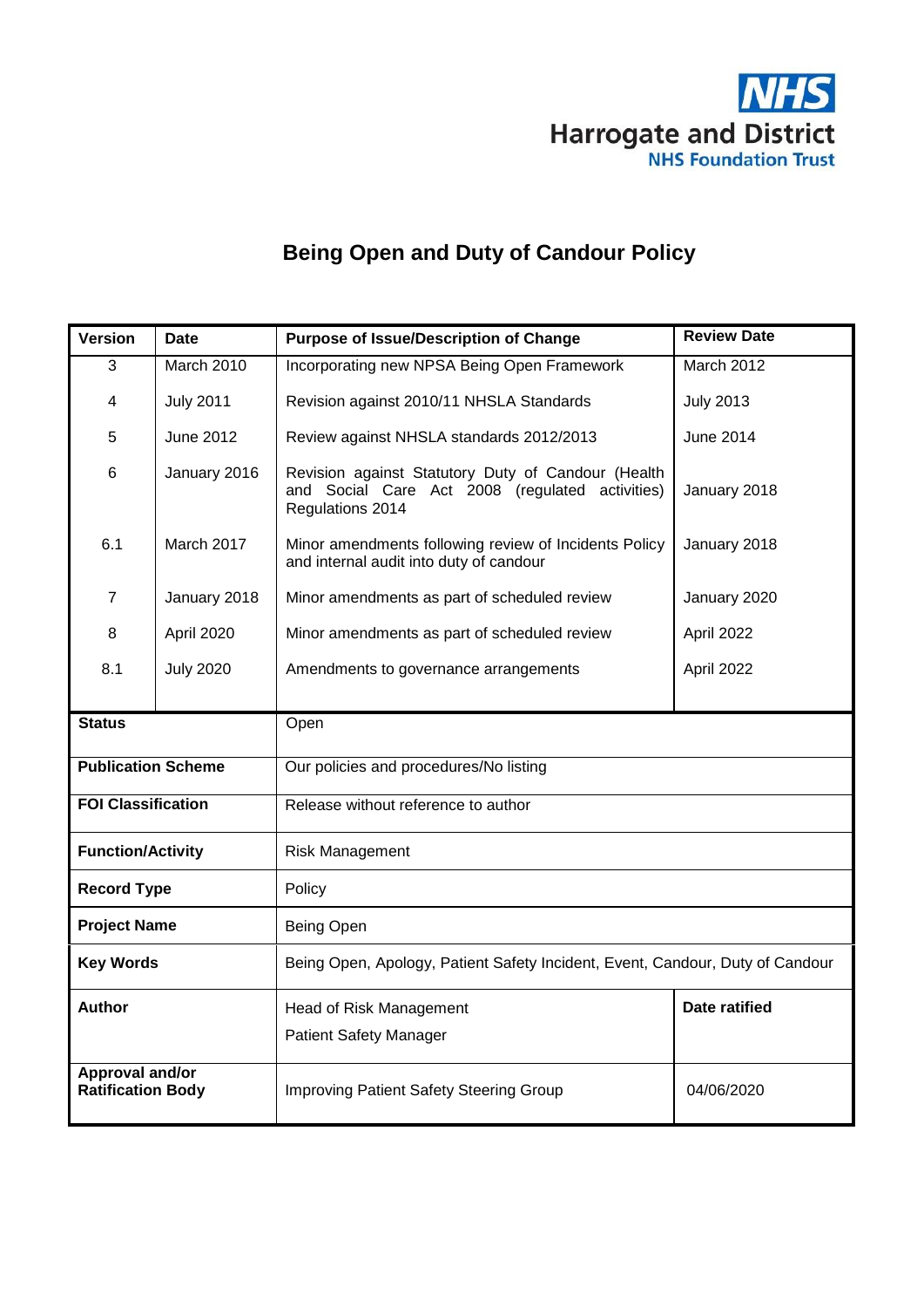NHS
Harrogate and District
NHS Foundation Trust

# Being Open and Duty of Candour Policy

| Version | Date | Purpose of Issue/Description of Change | Review Date |
|---|---|---|---|
| 3 | March 2010 | Incorporating new NPSA Being Open Framework | March 2012 |
| 4 | July 2011 | Revision against 2010/11 NHSLA Standards | July 2013 |
| 5 | June 2012 | Review against NHSLA standards 2012/2013 | June 2014 |
| 6 | January 2016 | Revision against Statutory Duty of Candour (Health and Social Care Act 2008 (regulated activities) Regulations 2014 | January 2018 |
| 6.1 | March 2017 | Minor amendments following review of Incidents Policy and internal audit into duty of candour | January 2018 |
| 7 | January 2018 | Minor amendments as part of scheduled review | January 2020 |
| 8 | April 2020 | Minor amendments as part of scheduled review | April 2022 |
| 8.1 | July 2020 | Amendments to governance arrangements | April 2022 |

| | | |
|---|---|---|
| **Status** | Open | |
| **Publication Scheme** | Our policies and procedures/No listing | |
| **FOI Classification** | Release without reference to author | |
| **Function/Activity** | Risk Management | |
| **Record Type** | Policy | |
| **Project Name** | Being Open | |
| **Key Words** | Being Open, Apology, Patient Safety Incident, Event, Candour, Duty of Candour | |
| **Author** | Head of Risk Management<br>Patient Safety Manager | **Date ratified** |
| **Approval and/or Ratification Body** | Improving Patient Safety Steering Group | 04/06/2020 |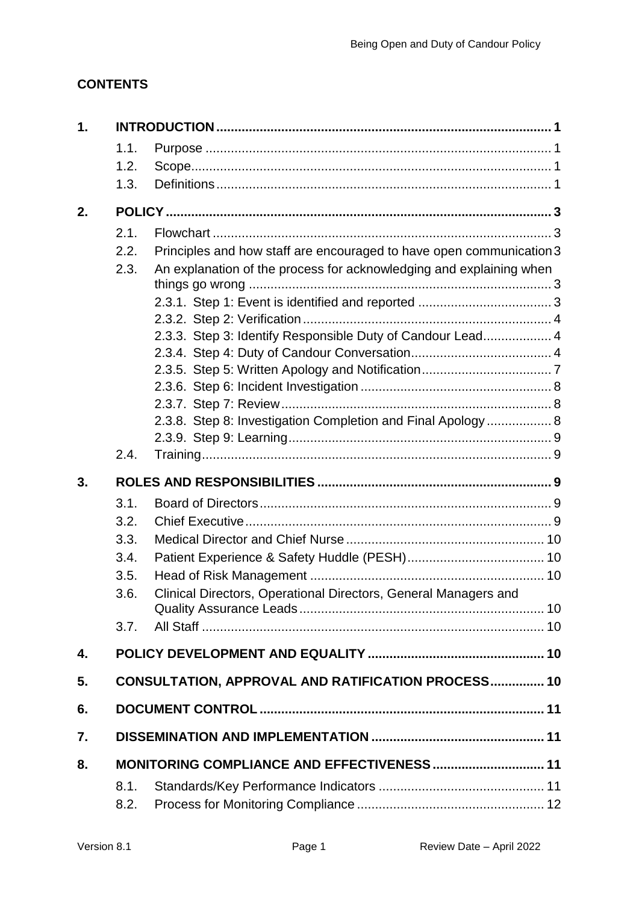## CONTENTS

| | | | |
|---|---|---|---|
| **1.** | **INTRODUCTION** | | **1** |
| | 1.1. | Purpose | 1 |
| | 1.2. | Scope | 1 |
| | 1.3. | Definitions | 1 |
| **2.** | **POLICY** | | **3** |
| | 2.1. | Flowchart | 3 |
| | 2.2. | Principles and how staff are encouraged to have open communication | 3 |
| | 2.3. | An explanation of the process for acknowledging and explaining when things go wrong | 3 |
| | | 2.3.1. Step 1: Event is identified and reported | 3 |
| | | 2.3.2. Step 2: Verification | 4 |
| | | 2.3.3. Step 3: Identify Responsible Duty of Candour Lead | 4 |
| | | 2.3.4. Step 4: Duty of Candour Conversation | 4 |
| | | 2.3.5. Step 5: Written Apology and Notification | 7 |
| | | 2.3.6. Step 6: Incident Investigation | 8 |
| | | 2.3.7. Step 7: Review | 8 |
| | | 2.3.8. Step 8: Investigation Completion and Final Apology | 8 |
| | | 2.3.9. Step 9: Learning | 9 |
| | 2.4. | Training | 9 |
| **3.** | **ROLES AND RESPONSIBILITIES** | | **9** |
| | 3.1. | Board of Directors | 9 |
| | 3.2. | Chief Executive | 9 |
| | 3.3. | Medical Director and Chief Nurse | 10 |
| | 3.4. | Patient Experience & Safety Huddle (PESH) | 10 |
| | 3.5. | Head of Risk Management | 10 |
| | 3.6. | Clinical Directors, Operational Directors, General Managers and Quality Assurance Leads | 10 |
| | 3.7. | All Staff | 10 |
| **4.** | **POLICY DEVELOPMENT AND EQUALITY** | | **10** |
| **5.** | **CONSULTATION, APPROVAL AND RATIFICATION PROCESS** | | **10** |
| **6.** | **DOCUMENT CONTROL** | | **11** |
| **7.** | **DISSEMINATION AND IMPLEMENTATION** | | **11** |
| **8.** | **MONITORING COMPLIANCE AND EFFECTIVENESS** | | **11** |
| | 8.1. | Standards/Key Performance Indicators | 11 |
| | 8.2. | Process for Monitoring Compliance | 12 |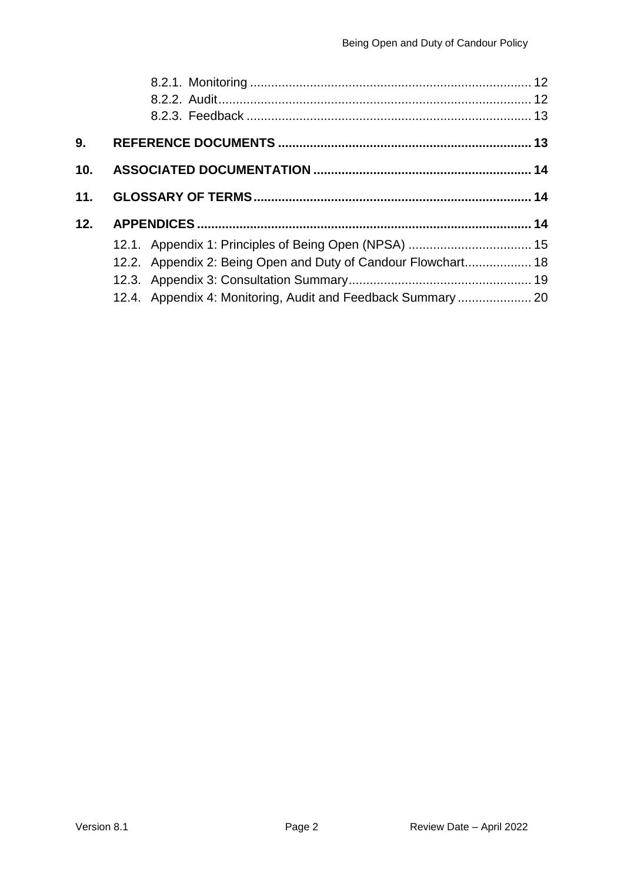8.2.1. Monitoring ............................................................................... 12
8.2.2. Audit....................................................................................... 12
8.2.3. Feedback ................................................................................ 13

**9. REFERENCE DOCUMENTS ....................................................................... 13**

**10. ASSOCIATED DOCUMENTATION ............................................................. 14**

**11. GLOSSARY OF TERMS.............................................................................. 14**

**12. APPENDICES ............................................................................................. 14**

12.1. Appendix 1: Principles of Being Open (NPSA) .................................. 15
12.2. Appendix 2: Being Open and Duty of Candour Flowchart.................. 18
12.3. Appendix 3: Consultation Summary................................................... 19
12.4. Appendix 4: Monitoring, Audit and Feedback Summary .................... 20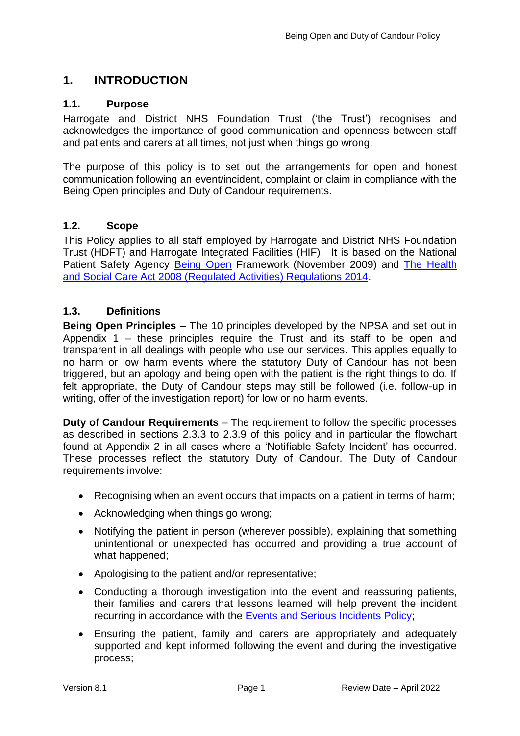# 1. INTRODUCTION

## 1.1. Purpose

Harrogate and District NHS Foundation Trust ('the Trust') recognises and acknowledges the importance of good communication and openness between staff and patients and carers at all times, not just when things go wrong.

The purpose of this policy is to set out the arrangements for open and honest communication following an event/incident, complaint or claim in compliance with the Being Open principles and Duty of Candour requirements.

## 1.2. Scope

This Policy applies to all staff employed by Harrogate and District NHS Foundation Trust (HDFT) and Harrogate Integrated Facilities (HIF). It is based on the National Patient Safety Agency Being Open Framework (November 2009) and The Health and Social Care Act 2008 (Regulated Activities) Regulations 2014.

## 1.3. Definitions

**Being Open Principles** – The 10 principles developed by the NPSA and set out in Appendix 1 – these principles require the Trust and its staff to be open and transparent in all dealings with people who use our services. This applies equally to no harm or low harm events where the statutory Duty of Candour has not been triggered, but an apology and being open with the patient is the right things to do. If felt appropriate, the Duty of Candour steps may still be followed (i.e. follow-up in writing, offer of the investigation report) for low or no harm events.

**Duty of Candour Requirements** – The requirement to follow the specific processes as described in sections 2.3.3 to 2.3.9 of this policy and in particular the flowchart found at Appendix 2 in all cases where a 'Notifiable Safety Incident' has occurred. These processes reflect the statutory Duty of Candour. The Duty of Candour requirements involve:

- Recognising when an event occurs that impacts on a patient in terms of harm;
- Acknowledging when things go wrong;
- Notifying the patient in person (wherever possible), explaining that something unintentional or unexpected has occurred and providing a true account of what happened;
- Apologising to the patient and/or representative;
- Conducting a thorough investigation into the event and reassuring patients, their families and carers that lessons learned will help prevent the incident recurring in accordance with the Events and Serious Incidents Policy;
- Ensuring the patient, family and carers are appropriately and adequately supported and kept informed following the event and during the investigative process;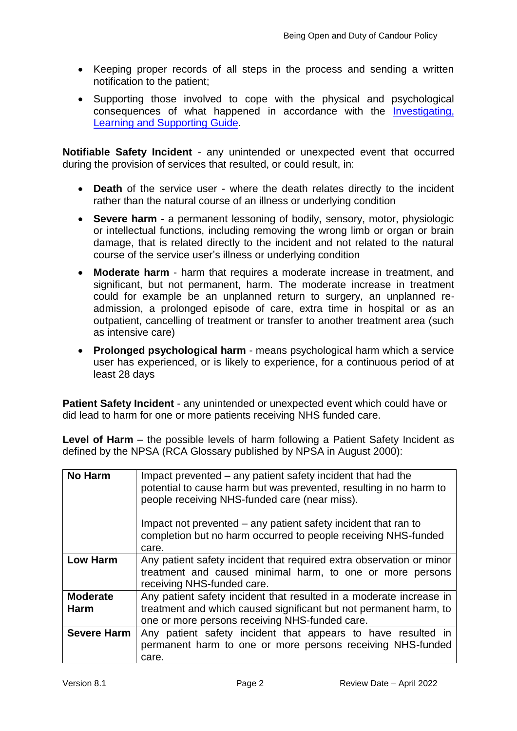- Keeping proper records of all steps in the process and sending a written notification to the patient;
- Supporting those involved to cope with the physical and psychological consequences of what happened in accordance with the [Investigating, Learning and Supporting Guide](#).

**Notifiable Safety Incident** - any unintended or unexpected event that occurred during the provision of services that resulted, or could result, in:

- **Death** of the service user - where the death relates directly to the incident rather than the natural course of an illness or underlying condition
- **Severe harm** - a permanent lessoning of bodily, sensory, motor, physiologic or intellectual functions, including removing the wrong limb or organ or brain damage, that is related directly to the incident and not related to the natural course of the service user's illness or underlying condition
- **Moderate harm** - harm that requires a moderate increase in treatment, and significant, but not permanent, harm. The moderate increase in treatment could for example be an unplanned return to surgery, an unplanned re-admission, a prolonged episode of care, extra time in hospital or as an outpatient, cancelling of treatment or transfer to another treatment area (such as intensive care)
- **Prolonged psychological harm** - means psychological harm which a service user has experienced, or is likely to experience, for a continuous period of at least 28 days

**Patient Safety Incident** - any unintended or unexpected event which could have or did lead to harm for one or more patients receiving NHS funded care.

**Level of Harm** – the possible levels of harm following a Patient Safety Incident as defined by the NPSA (RCA Glossary published by NPSA in August 2000):

| | |
|---|---|
| **No Harm** | Impact prevented – any patient safety incident that had the potential to cause harm but was prevented, resulting in no harm to people receiving NHS-funded care (near miss).<br><br>Impact not prevented – any patient safety incident that ran to completion but no harm occurred to people receiving NHS-funded care. |
| **Low Harm** | Any patient safety incident that required extra observation or minor treatment and caused minimal harm, to one or more persons receiving NHS-funded care. |
| **Moderate Harm** | Any patient safety incident that resulted in a moderate increase in treatment and which caused significant but not permanent harm, to one or more persons receiving NHS-funded care. |
| **Severe Harm** | Any patient safety incident that appears to have resulted in permanent harm to one or more persons receiving NHS-funded care. |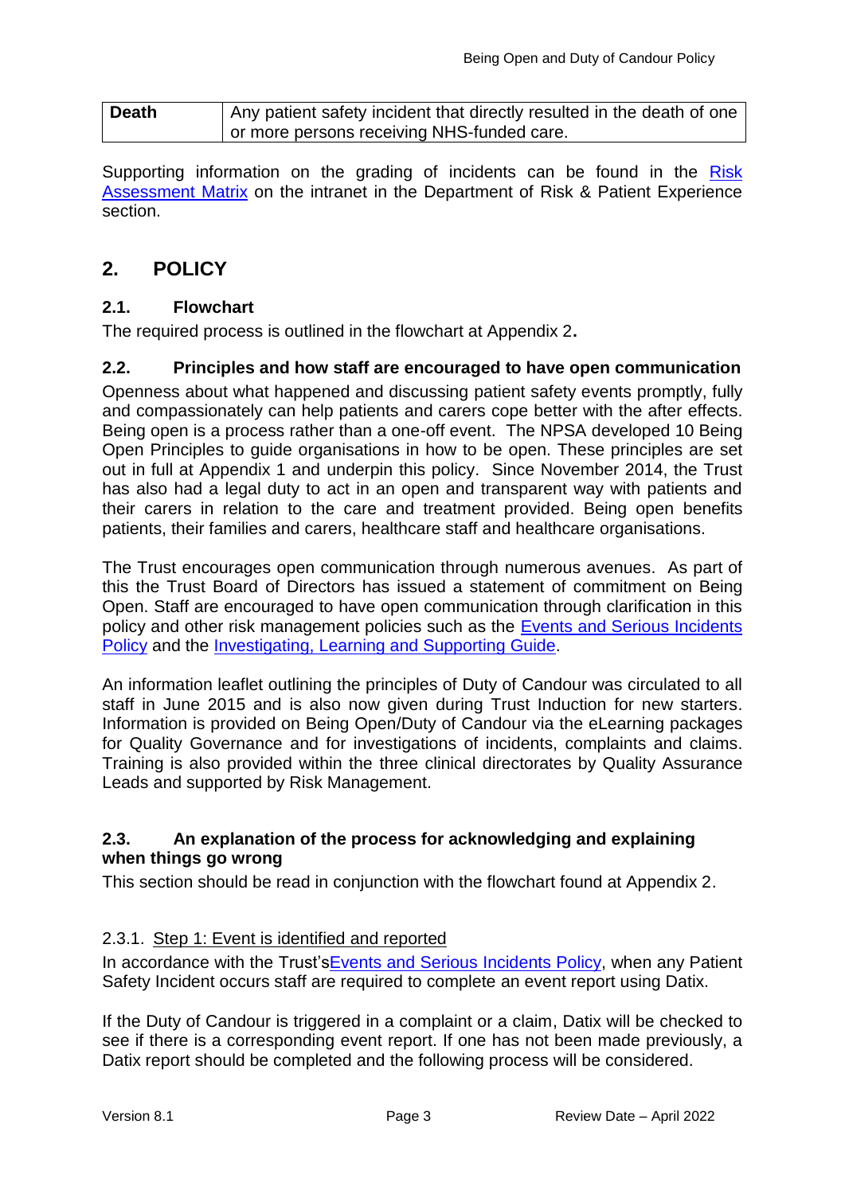| **Death** | Any patient safety incident that directly resulted in the death of one or more persons receiving NHS-funded care. |
|---|---|

Supporting information on the grading of incidents can be found in the Risk Assessment Matrix on the intranet in the Department of Risk & Patient Experience section.

## 2. POLICY

### 2.1. Flowchart

The required process is outlined in the flowchart at Appendix 2**.**

### 2.2. Principles and how staff are encouraged to have open communication

Openness about what happened and discussing patient safety events promptly, fully and compassionately can help patients and carers cope better with the after effects. Being open is a process rather than a one-off event. The NPSA developed 10 Being Open Principles to guide organisations in how to be open. These principles are set out in full at Appendix 1 and underpin this policy. Since November 2014, the Trust has also had a legal duty to act in an open and transparent way with patients and their carers in relation to the care and treatment provided. Being open benefits patients, their families and carers, healthcare staff and healthcare organisations.

The Trust encourages open communication through numerous avenues. As part of this the Trust Board of Directors has issued a statement of commitment on Being Open. Staff are encouraged to have open communication through clarification in this policy and other risk management policies such as the Events and Serious Incidents Policy and the Investigating, Learning and Supporting Guide.

An information leaflet outlining the principles of Duty of Candour was circulated to all staff in June 2015 and is also now given during Trust Induction for new starters. Information is provided on Being Open/Duty of Candour via the eLearning packages for Quality Governance and for investigations of incidents, complaints and claims. Training is also provided within the three clinical directorates by Quality Assurance Leads and supported by Risk Management.

### 2.3. An explanation of the process for acknowledging and explaining when things go wrong

This section should be read in conjunction with the flowchart found at Appendix 2.

2.3.1. Step 1: Event is identified and reported

In accordance with the Trust's Events and Serious Incidents Policy, when any Patient Safety Incident occurs staff are required to complete an event report using Datix.

If the Duty of Candour is triggered in a complaint or a claim, Datix will be checked to see if there is a corresponding event report. If one has not been made previously, a Datix report should be completed and the following process will be considered.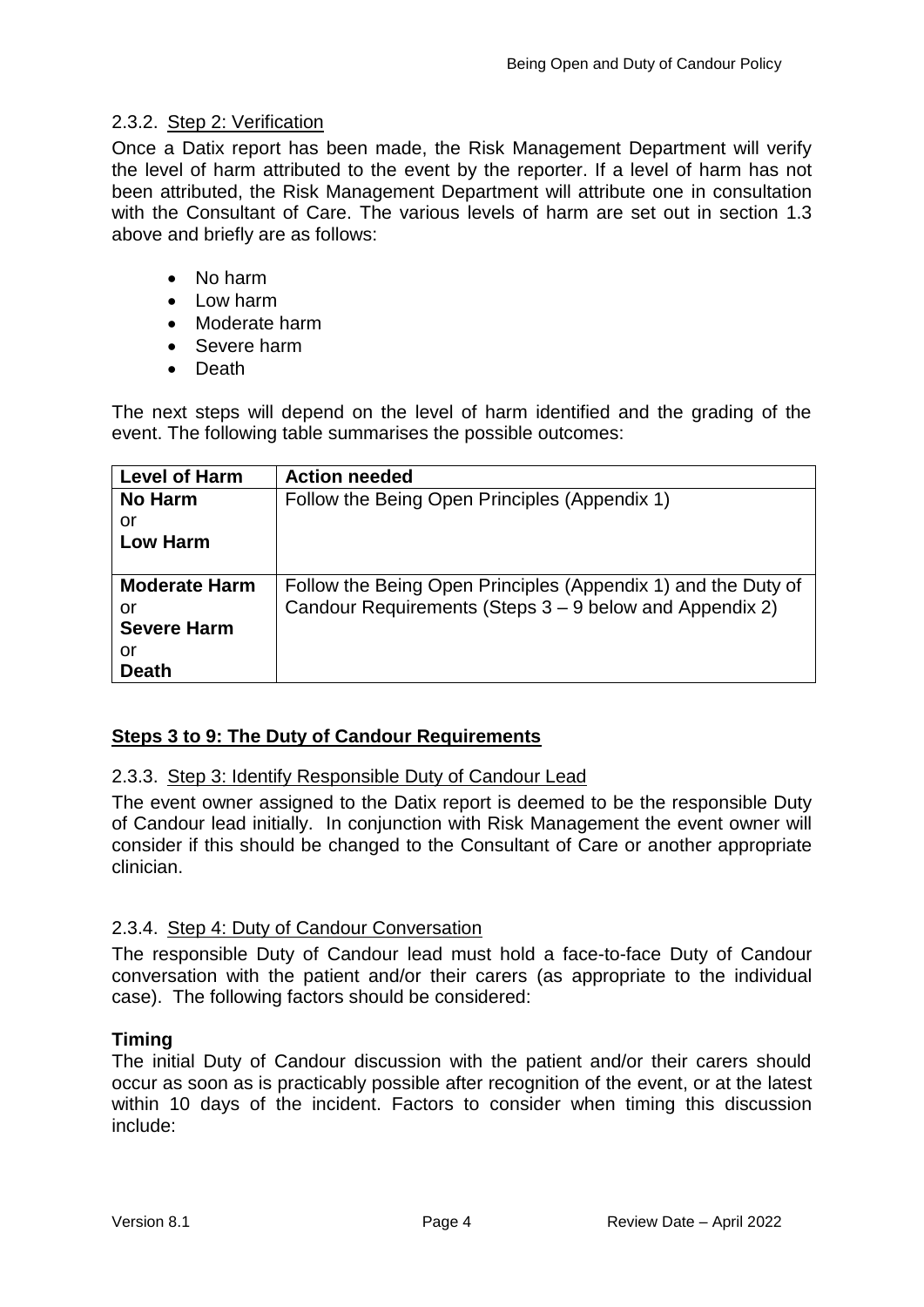### 2.3.2. Step 2: Verification

Once a Datix report has been made, the Risk Management Department will verify the level of harm attributed to the event by the reporter. If a level of harm has not been attributed, the Risk Management Department will attribute one in consultation with the Consultant of Care. The various levels of harm are set out in section 1.3 above and briefly are as follows:

- No harm
- Low harm
- Moderate harm
- Severe harm
- Death

The next steps will depend on the level of harm identified and the grading of the event. The following table summarises the possible outcomes:

| Level of Harm | Action needed |
|---|---|
| **No Harm** or **Low Harm** | Follow the Being Open Principles (Appendix 1) |
| **Moderate Harm** or **Severe Harm** or **Death** | Follow the Being Open Principles (Appendix 1) and the Duty of Candour Requirements (Steps 3 – 9 below and Appendix 2) |

## Steps 3 to 9: The Duty of Candour Requirements

### 2.3.3. Step 3: Identify Responsible Duty of Candour Lead

The event owner assigned to the Datix report is deemed to be the responsible Duty of Candour lead initially. In conjunction with Risk Management the event owner will consider if this should be changed to the Consultant of Care or another appropriate clinician.

### 2.3.4. Step 4: Duty of Candour Conversation

The responsible Duty of Candour lead must hold a face-to-face Duty of Candour conversation with the patient and/or their carers (as appropriate to the individual case). The following factors should be considered:

**Timing**

The initial Duty of Candour discussion with the patient and/or their carers should occur as soon as is practicably possible after recognition of the event, or at the latest within 10 days of the incident. Factors to consider when timing this discussion include: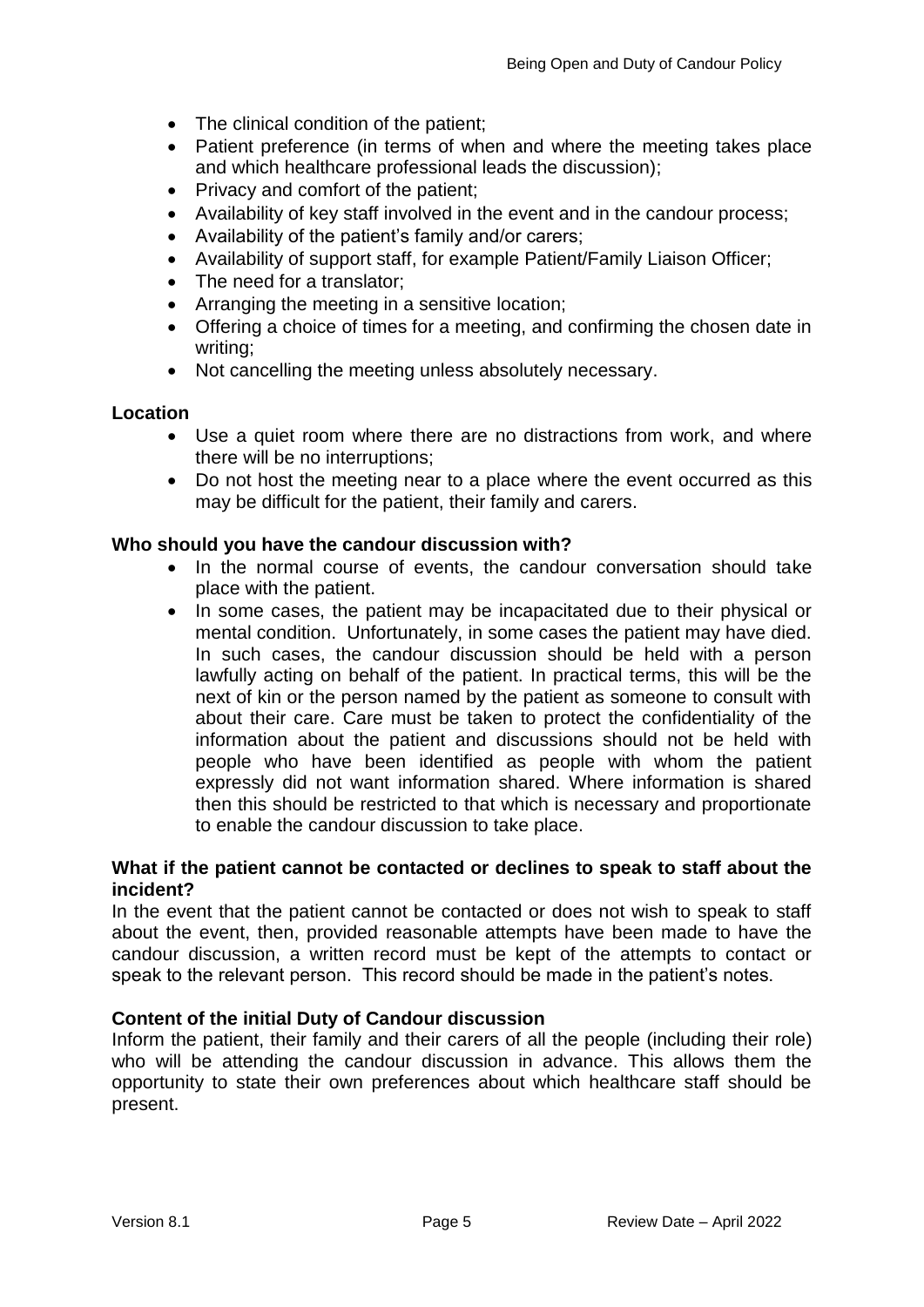- The clinical condition of the patient;
- Patient preference (in terms of when and where the meeting takes place and which healthcare professional leads the discussion);
- Privacy and comfort of the patient;
- Availability of key staff involved in the event and in the candour process;
- Availability of the patient's family and/or carers;
- Availability of support staff, for example Patient/Family Liaison Officer;
- The need for a translator;
- Arranging the meeting in a sensitive location;
- Offering a choice of times for a meeting, and confirming the chosen date in writing;
- Not cancelling the meeting unless absolutely necessary.

**Location**

- Use a quiet room where there are no distractions from work, and where there will be no interruptions;
- Do not host the meeting near to a place where the event occurred as this may be difficult for the patient, their family and carers.

**Who should you have the candour discussion with?**

- In the normal course of events, the candour conversation should take place with the patient.
- In some cases, the patient may be incapacitated due to their physical or mental condition. Unfortunately, in some cases the patient may have died. In such cases, the candour discussion should be held with a person lawfully acting on behalf of the patient. In practical terms, this will be the next of kin or the person named by the patient as someone to consult with about their care. Care must be taken to protect the confidentiality of the information about the patient and discussions should not be held with people who have been identified as people with whom the patient expressly did not want information shared. Where information is shared then this should be restricted to that which is necessary and proportionate to enable the candour discussion to take place.

**What if the patient cannot be contacted or declines to speak to staff about the incident?**

In the event that the patient cannot be contacted or does not wish to speak to staff about the event, then, provided reasonable attempts have been made to have the candour discussion, a written record must be kept of the attempts to contact or speak to the relevant person. This record should be made in the patient's notes.

**Content of the initial Duty of Candour discussion**

Inform the patient, their family and their carers of all the people (including their role) who will be attending the candour discussion in advance. This allows them the opportunity to state their own preferences about which healthcare staff should be present.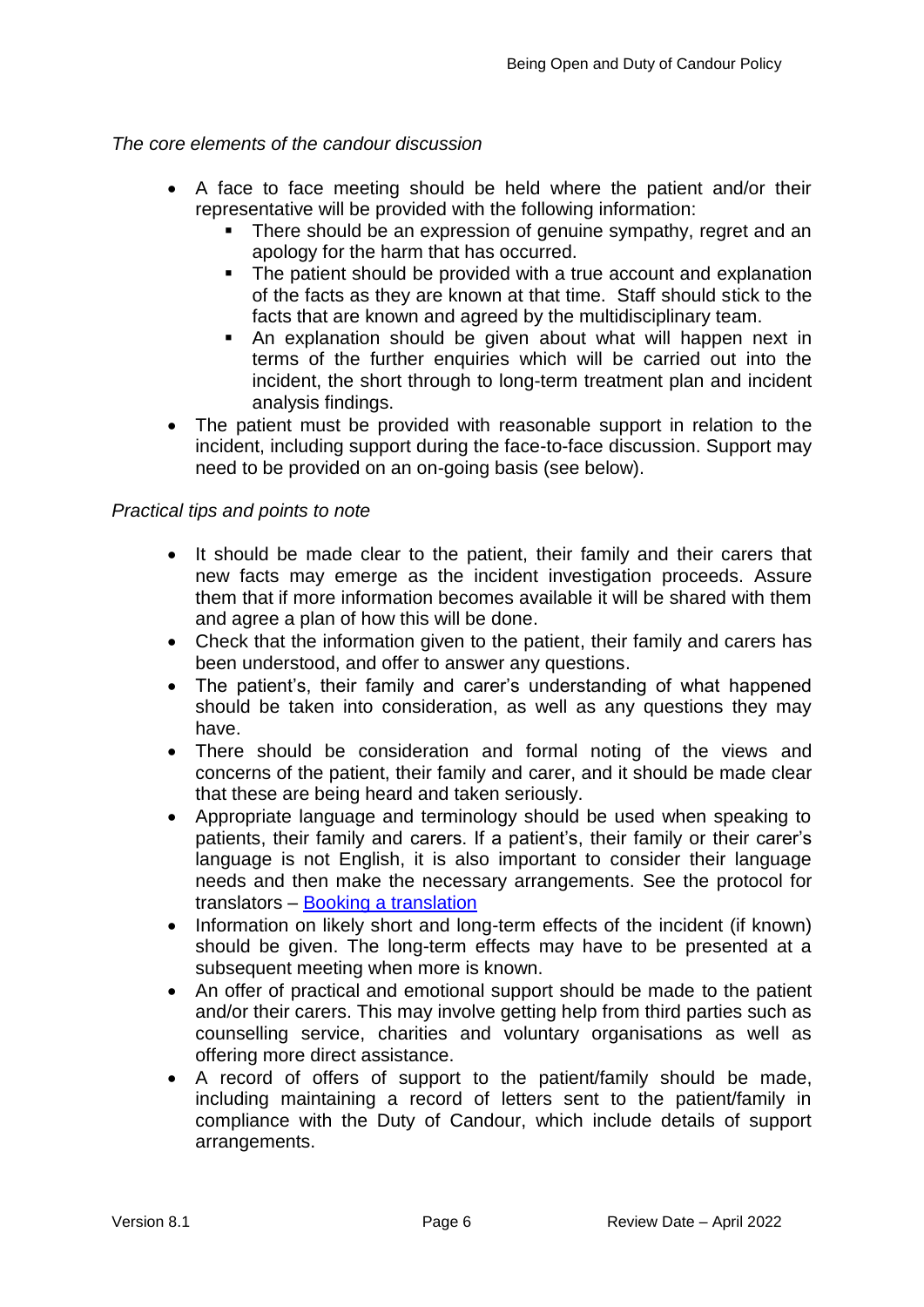*The core elements of the candour discussion*

- A face to face meeting should be held where the patient and/or their representative will be provided with the following information:
  - There should be an expression of genuine sympathy, regret and an apology for the harm that has occurred.
  - The patient should be provided with a true account and explanation of the facts as they are known at that time. Staff should stick to the facts that are known and agreed by the multidisciplinary team.
  - An explanation should be given about what will happen next in terms of the further enquiries which will be carried out into the incident, the short through to long-term treatment plan and incident analysis findings.
- The patient must be provided with reasonable support in relation to the incident, including support during the face-to-face discussion. Support may need to be provided on an on-going basis (see below).

*Practical tips and points to note*

- It should be made clear to the patient, their family and their carers that new facts may emerge as the incident investigation proceeds. Assure them that if more information becomes available it will be shared with them and agree a plan of how this will be done.
- Check that the information given to the patient, their family and carers has been understood, and offer to answer any questions.
- The patient's, their family and carer's understanding of what happened should be taken into consideration, as well as any questions they may have.
- There should be consideration and formal noting of the views and concerns of the patient, their family and carer, and it should be made clear that these are being heard and taken seriously.
- Appropriate language and terminology should be used when speaking to patients, their family and carers. If a patient's, their family or their carer's language is not English, it is also important to consider their language needs and then make the necessary arrangements. See the protocol for translators – Booking a translation
- Information on likely short and long-term effects of the incident (if known) should be given. The long-term effects may have to be presented at a subsequent meeting when more is known.
- An offer of practical and emotional support should be made to the patient and/or their carers. This may involve getting help from third parties such as counselling service, charities and voluntary organisations as well as offering more direct assistance.
- A record of offers of support to the patient/family should be made, including maintaining a record of letters sent to the patient/family in compliance with the Duty of Candour, which include details of support arrangements.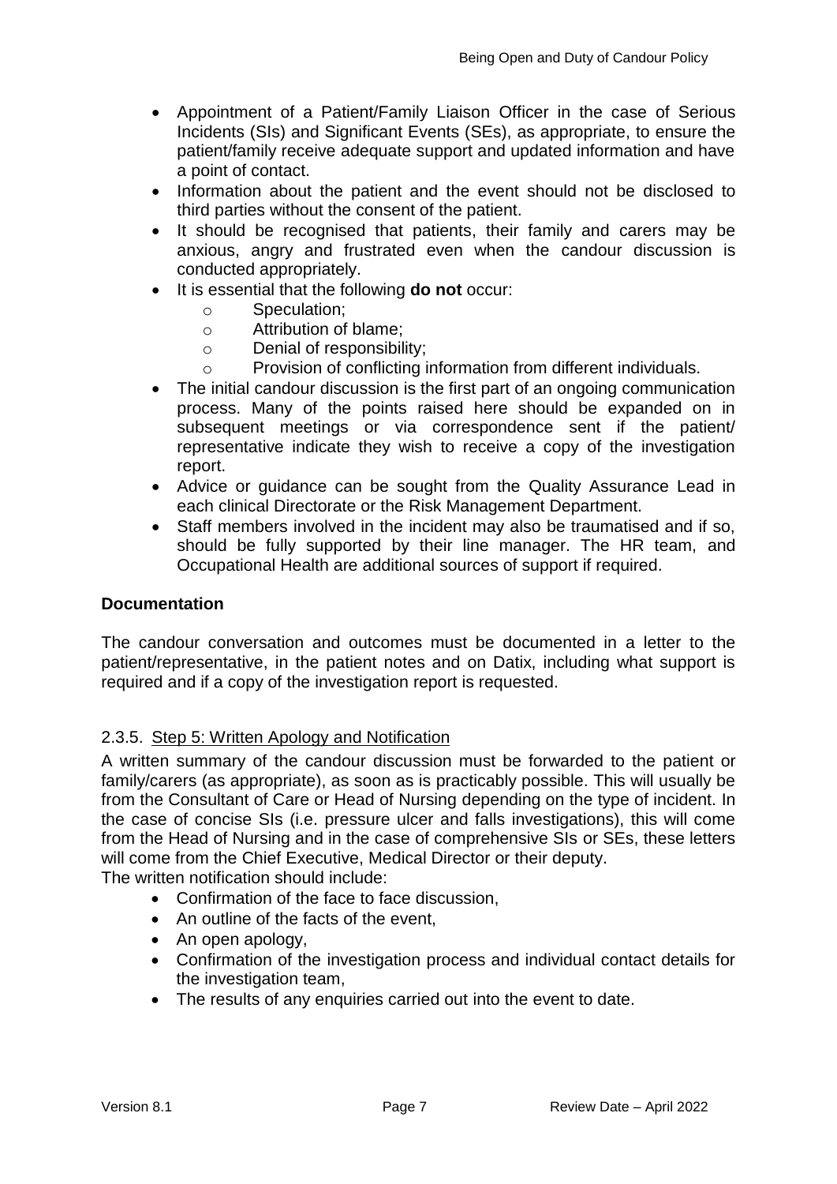- Appointment of a Patient/Family Liaison Officer in the case of Serious Incidents (SIs) and Significant Events (SEs), as appropriate, to ensure the patient/family receive adequate support and updated information and have a point of contact.
- Information about the patient and the event should not be disclosed to third parties without the consent of the patient.
- It should be recognised that patients, their family and carers may be anxious, angry and frustrated even when the candour discussion is conducted appropriately.
- It is essential that the following **do not** occur:
    - Speculation;
    - Attribution of blame;
    - Denial of responsibility;
    - Provision of conflicting information from different individuals.
- The initial candour discussion is the first part of an ongoing communication process. Many of the points raised here should be expanded on in subsequent meetings or via correspondence sent if the patient/ representative indicate they wish to receive a copy of the investigation report.
- Advice or guidance can be sought from the Quality Assurance Lead in each clinical Directorate or the Risk Management Department.
- Staff members involved in the incident may also be traumatised and if so, should be fully supported by their line manager. The HR team, and Occupational Health are additional sources of support if required.

**Documentation**

The candour conversation and outcomes must be documented in a letter to the patient/representative, in the patient notes and on Datix, including what support is required and if a copy of the investigation report is requested.

2.3.5. Step 5: Written Apology and Notification

A written summary of the candour discussion must be forwarded to the patient or family/carers (as appropriate), as soon as is practicably possible. This will usually be from the Consultant of Care or Head of Nursing depending on the type of incident. In the case of concise SIs (i.e. pressure ulcer and falls investigations), this will come from the Head of Nursing and in the case of comprehensive SIs or SEs, these letters will come from the Chief Executive, Medical Director or their deputy.

The written notification should include:

- Confirmation of the face to face discussion,
- An outline of the facts of the event,
- An open apology,
- Confirmation of the investigation process and individual contact details for the investigation team,
- The results of any enquiries carried out into the event to date.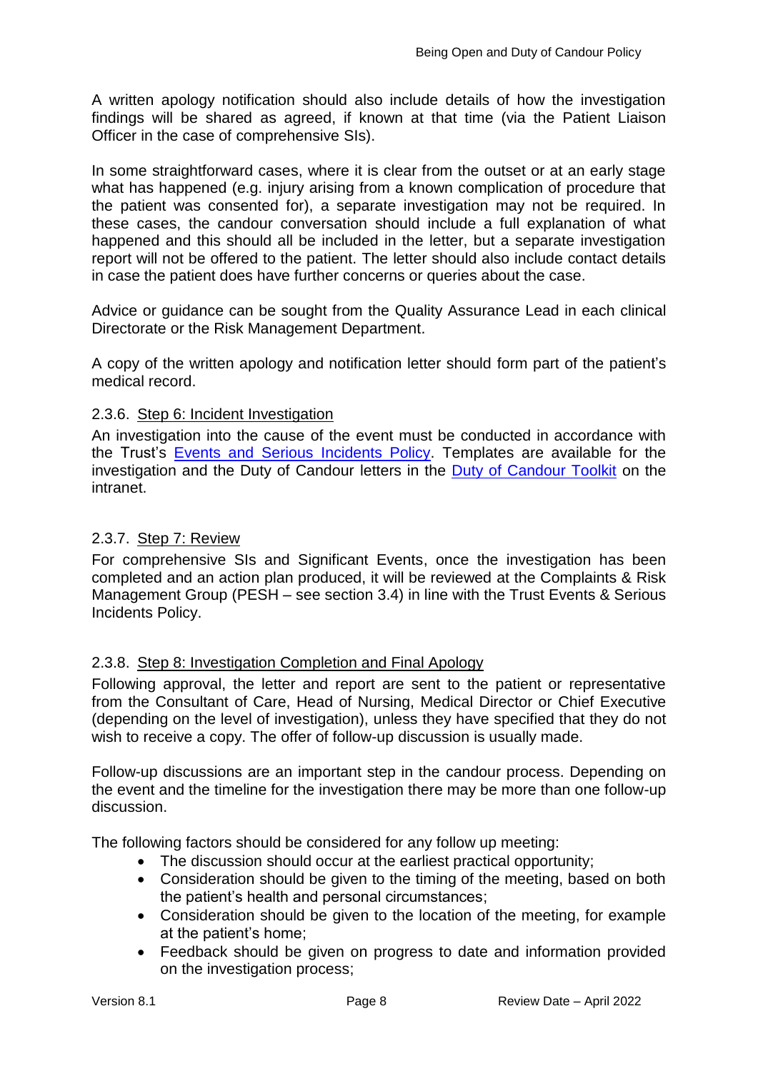A written apology notification should also include details of how the investigation findings will be shared as agreed, if known at that time (via the Patient Liaison Officer in the case of comprehensive SIs).

In some straightforward cases, where it is clear from the outset or at an early stage what has happened (e.g. injury arising from a known complication of procedure that the patient was consented for), a separate investigation may not be required. In these cases, the candour conversation should include a full explanation of what happened and this should all be included in the letter, but a separate investigation report will not be offered to the patient. The letter should also include contact details in case the patient does have further concerns or queries about the case.

Advice or guidance can be sought from the Quality Assurance Lead in each clinical Directorate or the Risk Management Department.

A copy of the written apology and notification letter should form part of the patient's medical record.

#### 2.3.6. Step 6: Incident Investigation

An investigation into the cause of the event must be conducted in accordance with the Trust's Events and Serious Incidents Policy. Templates are available for the investigation and the Duty of Candour letters in the Duty of Candour Toolkit on the intranet.

#### 2.3.7. Step 7: Review

For comprehensive SIs and Significant Events, once the investigation has been completed and an action plan produced, it will be reviewed at the Complaints & Risk Management Group (PESH – see section 3.4) in line with the Trust Events & Serious Incidents Policy.

#### 2.3.8. Step 8: Investigation Completion and Final Apology

Following approval, the letter and report are sent to the patient or representative from the Consultant of Care, Head of Nursing, Medical Director or Chief Executive (depending on the level of investigation), unless they have specified that they do not wish to receive a copy. The offer of follow-up discussion is usually made.

Follow-up discussions are an important step in the candour process. Depending on the event and the timeline for the investigation there may be more than one follow-up discussion.

The following factors should be considered for any follow up meeting:

- The discussion should occur at the earliest practical opportunity;
- Consideration should be given to the timing of the meeting, based on both the patient's health and personal circumstances;
- Consideration should be given to the location of the meeting, for example at the patient's home;
- Feedback should be given on progress to date and information provided on the investigation process;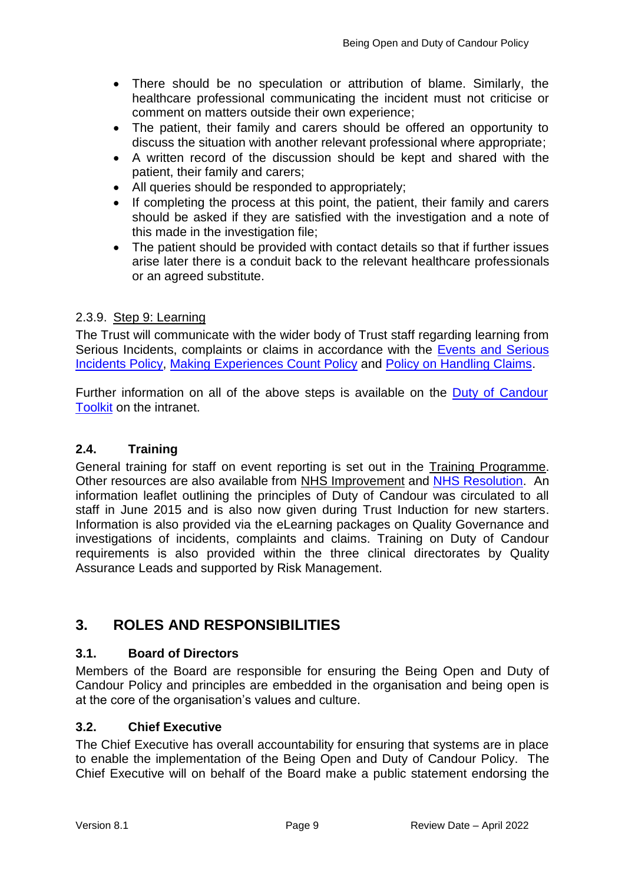- There should be no speculation or attribution of blame. Similarly, the healthcare professional communicating the incident must not criticise or comment on matters outside their own experience;
- The patient, their family and carers should be offered an opportunity to discuss the situation with another relevant professional where appropriate;
- A written record of the discussion should be kept and shared with the patient, their family and carers;
- All queries should be responded to appropriately;
- If completing the process at this point, the patient, their family and carers should be asked if they are satisfied with the investigation and a note of this made in the investigation file;
- The patient should be provided with contact details so that if further issues arise later there is a conduit back to the relevant healthcare professionals or an agreed substitute.

2.3.9. Step 9: Learning

The Trust will communicate with the wider body of Trust staff regarding learning from Serious Incidents, complaints or claims in accordance with the Events and Serious Incidents Policy, Making Experiences Count Policy and Policy on Handling Claims.

Further information on all of the above steps is available on the Duty of Candour Toolkit on the intranet.

### 2.4. Training

General training for staff on event reporting is set out in the Training Programme. Other resources are also available from NHS Improvement and NHS Resolution. An information leaflet outlining the principles of Duty of Candour was circulated to all staff in June 2015 and is also now given during Trust Induction for new starters. Information is also provided via the eLearning packages on Quality Governance and investigations of incidents, complaints and claims. Training on Duty of Candour requirements is also provided within the three clinical directorates by Quality Assurance Leads and supported by Risk Management.

## 3. ROLES AND RESPONSIBILITIES

### 3.1. Board of Directors

Members of the Board are responsible for ensuring the Being Open and Duty of Candour Policy and principles are embedded in the organisation and being open is at the core of the organisation's values and culture.

### 3.2. Chief Executive

The Chief Executive has overall accountability for ensuring that systems are in place to enable the implementation of the Being Open and Duty of Candour Policy. The Chief Executive will on behalf of the Board make a public statement endorsing the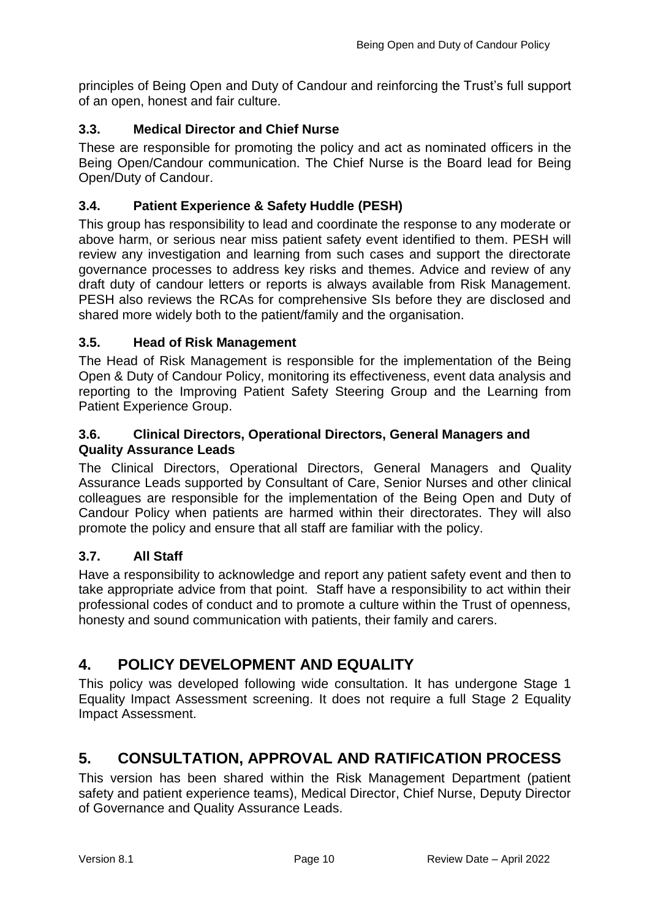principles of Being Open and Duty of Candour and reinforcing the Trust's full support of an open, honest and fair culture.

### 3.3. Medical Director and Chief Nurse

These are responsible for promoting the policy and act as nominated officers in the Being Open/Candour communication. The Chief Nurse is the Board lead for Being Open/Duty of Candour.

### 3.4. Patient Experience & Safety Huddle (PESH)

This group has responsibility to lead and coordinate the response to any moderate or above harm, or serious near miss patient safety event identified to them. PESH will review any investigation and learning from such cases and support the directorate governance processes to address key risks and themes. Advice and review of any draft duty of candour letters or reports is always available from Risk Management. PESH also reviews the RCAs for comprehensive SIs before they are disclosed and shared more widely both to the patient/family and the organisation.

### 3.5. Head of Risk Management

The Head of Risk Management is responsible for the implementation of the Being Open & Duty of Candour Policy, monitoring its effectiveness, event data analysis and reporting to the Improving Patient Safety Steering Group and the Learning from Patient Experience Group.

### 3.6. Clinical Directors, Operational Directors, General Managers and Quality Assurance Leads

The Clinical Directors, Operational Directors, General Managers and Quality Assurance Leads supported by Consultant of Care, Senior Nurses and other clinical colleagues are responsible for the implementation of the Being Open and Duty of Candour Policy when patients are harmed within their directorates. They will also promote the policy and ensure that all staff are familiar with the policy.

### 3.7. All Staff

Have a responsibility to acknowledge and report any patient safety event and then to take appropriate advice from that point. Staff have a responsibility to act within their professional codes of conduct and to promote a culture within the Trust of openness, honesty and sound communication with patients, their family and carers.

## 4. POLICY DEVELOPMENT AND EQUALITY

This policy was developed following wide consultation. It has undergone Stage 1 Equality Impact Assessment screening. It does not require a full Stage 2 Equality Impact Assessment.

## 5. CONSULTATION, APPROVAL AND RATIFICATION PROCESS

This version has been shared within the Risk Management Department (patient safety and patient experience teams), Medical Director, Chief Nurse, Deputy Director of Governance and Quality Assurance Leads.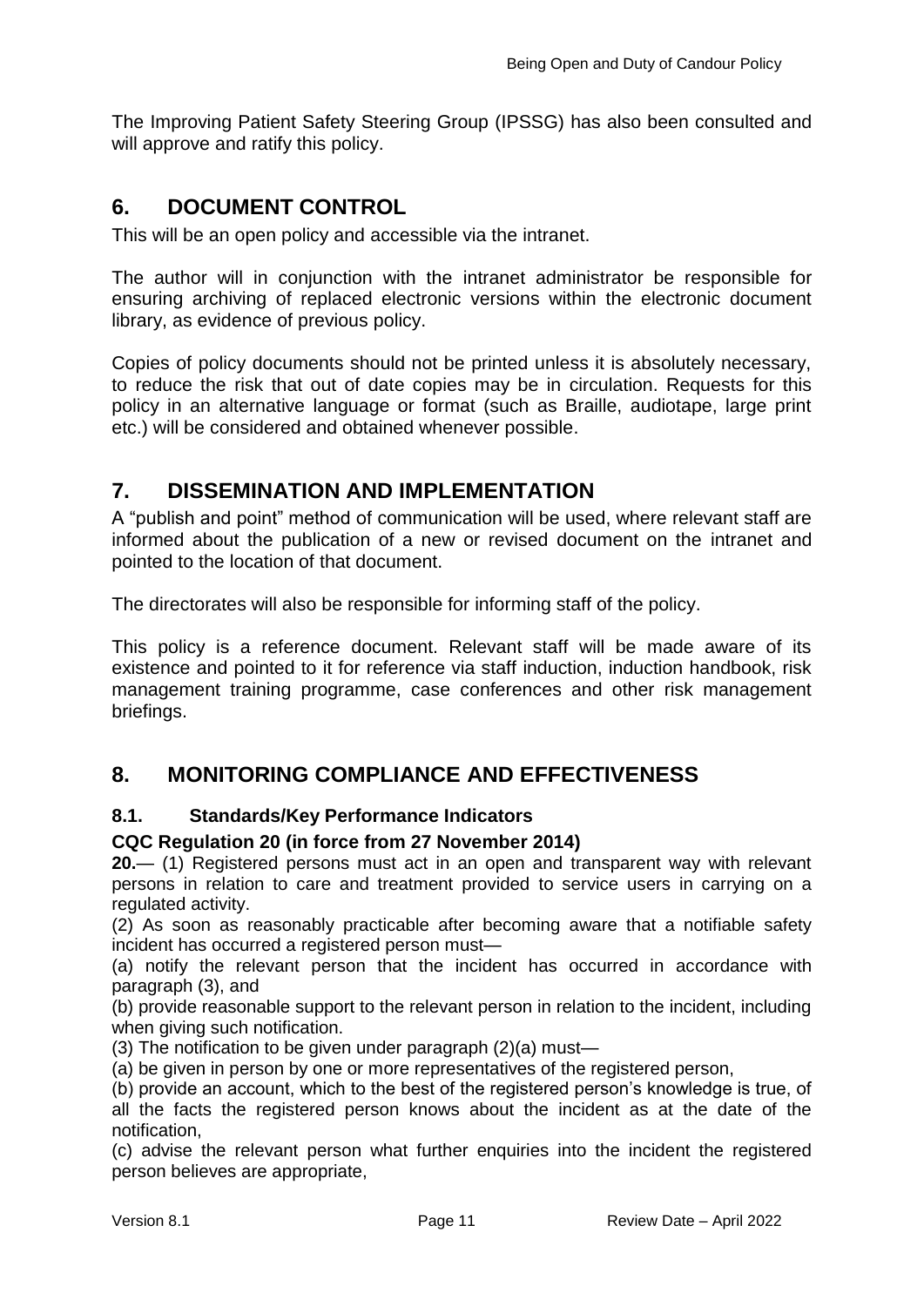The Improving Patient Safety Steering Group (IPSSG) has also been consulted and will approve and ratify this policy.

## 6. DOCUMENT CONTROL

This will be an open policy and accessible via the intranet.

The author will in conjunction with the intranet administrator be responsible for ensuring archiving of replaced electronic versions within the electronic document library, as evidence of previous policy.

Copies of policy documents should not be printed unless it is absolutely necessary, to reduce the risk that out of date copies may be in circulation. Requests for this policy in an alternative language or format (such as Braille, audiotape, large print etc.) will be considered and obtained whenever possible.

## 7. DISSEMINATION AND IMPLEMENTATION

A "publish and point" method of communication will be used, where relevant staff are informed about the publication of a new or revised document on the intranet and pointed to the location of that document.

The directorates will also be responsible for informing staff of the policy.

This policy is a reference document. Relevant staff will be made aware of its existence and pointed to it for reference via staff induction, induction handbook, risk management training programme, case conferences and other risk management briefings.

## 8. MONITORING COMPLIANCE AND EFFECTIVENESS

### 8.1. Standards/Key Performance Indicators

**CQC Regulation 20 (in force from 27 November 2014)**

**20.**— (1) Registered persons must act in an open and transparent way with relevant persons in relation to care and treatment provided to service users in carrying on a regulated activity.

(2) As soon as reasonably practicable after becoming aware that a notifiable safety incident has occurred a registered person must—

(a) notify the relevant person that the incident has occurred in accordance with paragraph (3), and

(b) provide reasonable support to the relevant person in relation to the incident, including when giving such notification.

(3) The notification to be given under paragraph (2)(a) must—

(a) be given in person by one or more representatives of the registered person,

(b) provide an account, which to the best of the registered person's knowledge is true, of all the facts the registered person knows about the incident as at the date of the notification,

(c) advise the relevant person what further enquiries into the incident the registered person believes are appropriate,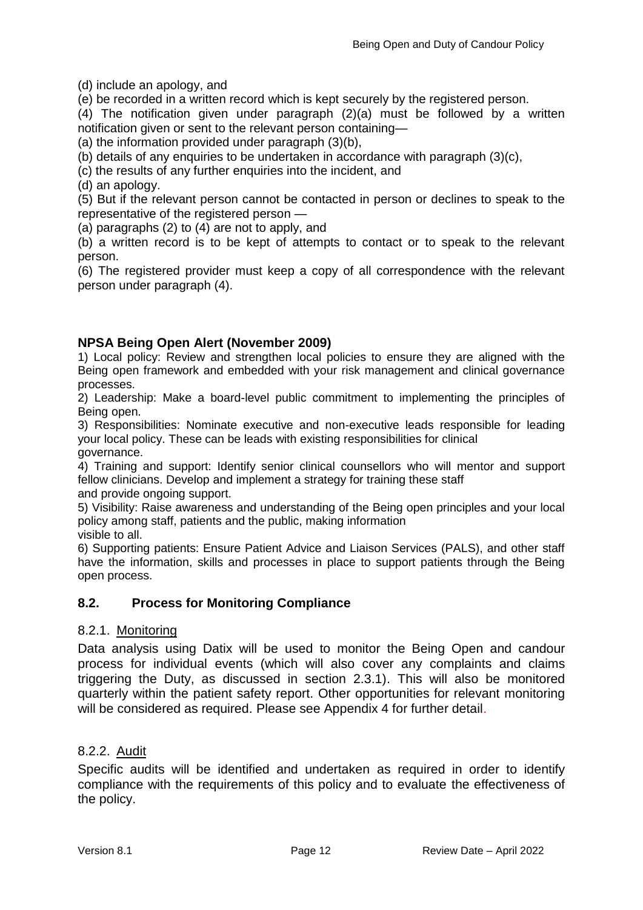(d) include an apology, and

(e) be recorded in a written record which is kept securely by the registered person.

(4) The notification given under paragraph (2)(a) must be followed by a written notification given or sent to the relevant person containing—

(a) the information provided under paragraph (3)(b),

(b) details of any enquiries to be undertaken in accordance with paragraph (3)(c),

(c) the results of any further enquiries into the incident, and

(d) an apology.

(5) But if the relevant person cannot be contacted in person or declines to speak to the representative of the registered person —

(a) paragraphs (2) to (4) are not to apply, and

(b) a written record is to be kept of attempts to contact or to speak to the relevant person.

(6) The registered provider must keep a copy of all correspondence with the relevant person under paragraph (4).

**NPSA Being Open Alert (November 2009)**

1) Local policy: Review and strengthen local policies to ensure they are aligned with the Being open framework and embedded with your risk management and clinical governance processes.

2) Leadership: Make a board-level public commitment to implementing the principles of Being open.

3) Responsibilities: Nominate executive and non-executive leads responsible for leading your local policy. These can be leads with existing responsibilities for clinical governance.

4) Training and support: Identify senior clinical counsellors who will mentor and support fellow clinicians. Develop and implement a strategy for training these staff and provide ongoing support.

5) Visibility: Raise awareness and understanding of the Being open principles and your local policy among staff, patients and the public, making information visible to all.

6) Supporting patients: Ensure Patient Advice and Liaison Services (PALS), and other staff have the information, skills and processes in place to support patients through the Being open process.

### 8.2. Process for Monitoring Compliance

8.2.1. <u>Monitoring</u>

Data analysis using Datix will be used to monitor the Being Open and candour process for individual events (which will also cover any complaints and claims triggering the Duty, as discussed in section 2.3.1). This will also be monitored quarterly within the patient safety report. Other opportunities for relevant monitoring will be considered as required. Please see Appendix 4 for further detail.

8.2.2. <u>Audit</u>

Specific audits will be identified and undertaken as required in order to identify compliance with the requirements of this policy and to evaluate the effectiveness of the policy.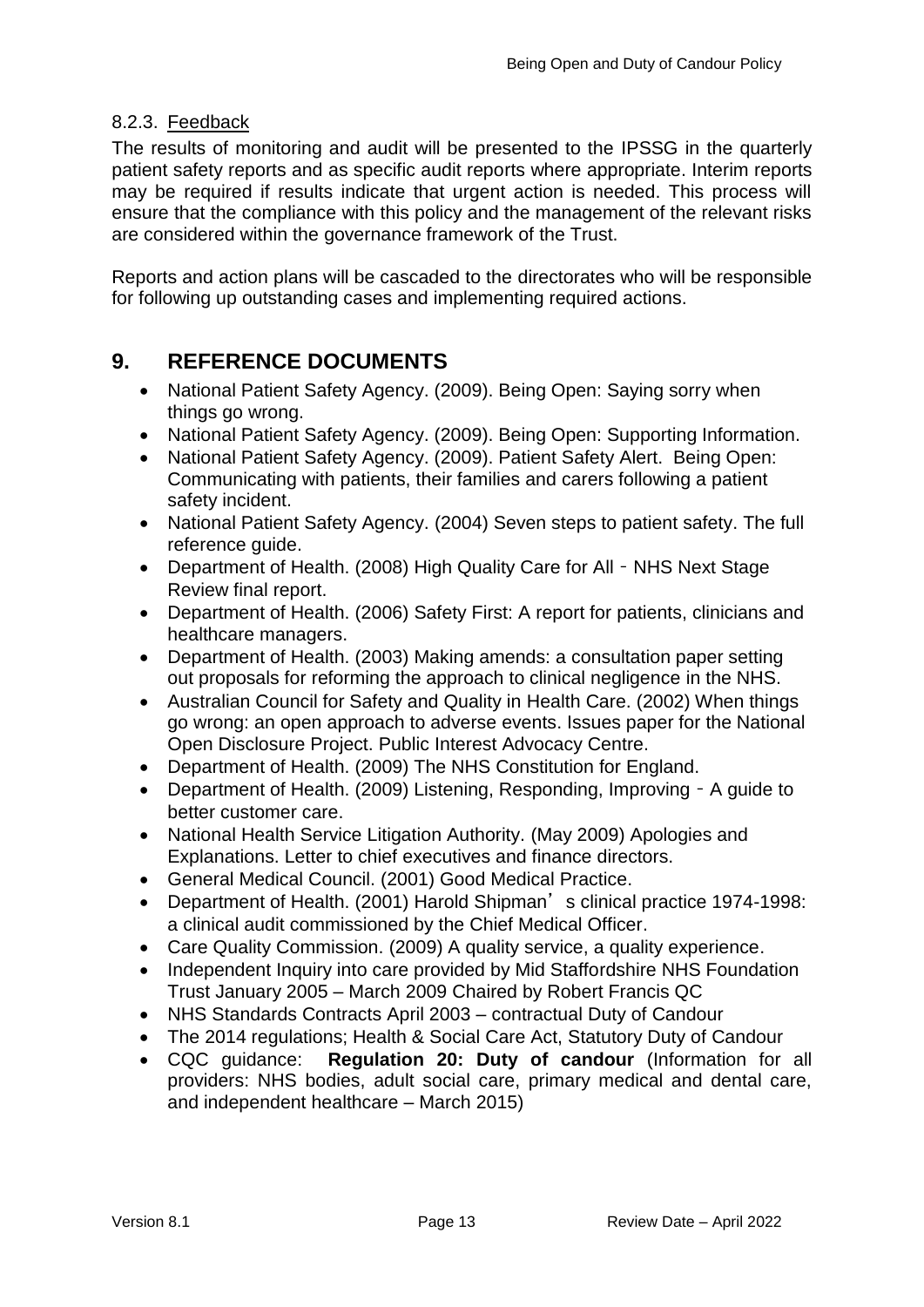#### 8.2.3. Feedback

The results of monitoring and audit will be presented to the IPSSG in the quarterly patient safety reports and as specific audit reports where appropriate. Interim reports may be required if results indicate that urgent action is needed. This process will ensure that the compliance with this policy and the management of the relevant risks are considered within the governance framework of the Trust.

Reports and action plans will be cascaded to the directorates who will be responsible for following up outstanding cases and implementing required actions.

## 9. REFERENCE DOCUMENTS

- National Patient Safety Agency. (2009). Being Open: Saying sorry when things go wrong.
- National Patient Safety Agency. (2009). Being Open: Supporting Information.
- National Patient Safety Agency. (2009). Patient Safety Alert. Being Open: Communicating with patients, their families and carers following a patient safety incident.
- National Patient Safety Agency. (2004) Seven steps to patient safety. The full reference guide.
- Department of Health. (2008) High Quality Care for All ‐ NHS Next Stage Review final report.
- Department of Health. (2006) Safety First: A report for patients, clinicians and healthcare managers.
- Department of Health. (2003) Making amends: a consultation paper setting out proposals for reforming the approach to clinical negligence in the NHS.
- Australian Council for Safety and Quality in Health Care. (2002) When things go wrong: an open approach to adverse events. Issues paper for the National Open Disclosure Project. Public Interest Advocacy Centre.
- Department of Health. (2009) The NHS Constitution for England.
- Department of Health. (2009) Listening, Responding, Improving ‐ A guide to better customer care.
- National Health Service Litigation Authority. (May 2009) Apologies and Explanations. Letter to chief executives and finance directors.
- General Medical Council. (2001) Good Medical Practice.
- Department of Health. (2001) Harold Shipman's clinical practice 1974-1998: a clinical audit commissioned by the Chief Medical Officer.
- Care Quality Commission. (2009) A quality service, a quality experience.
- Independent Inquiry into care provided by Mid Staffordshire NHS Foundation Trust January 2005 – March 2009 Chaired by Robert Francis QC
- NHS Standards Contracts April 2003 – contractual Duty of Candour
- The 2014 regulations; Health & Social Care Act, Statutory Duty of Candour
- CQC guidance: **Regulation 20: Duty of candour** (Information for all providers: NHS bodies, adult social care, primary medical and dental care, and independent healthcare – March 2015)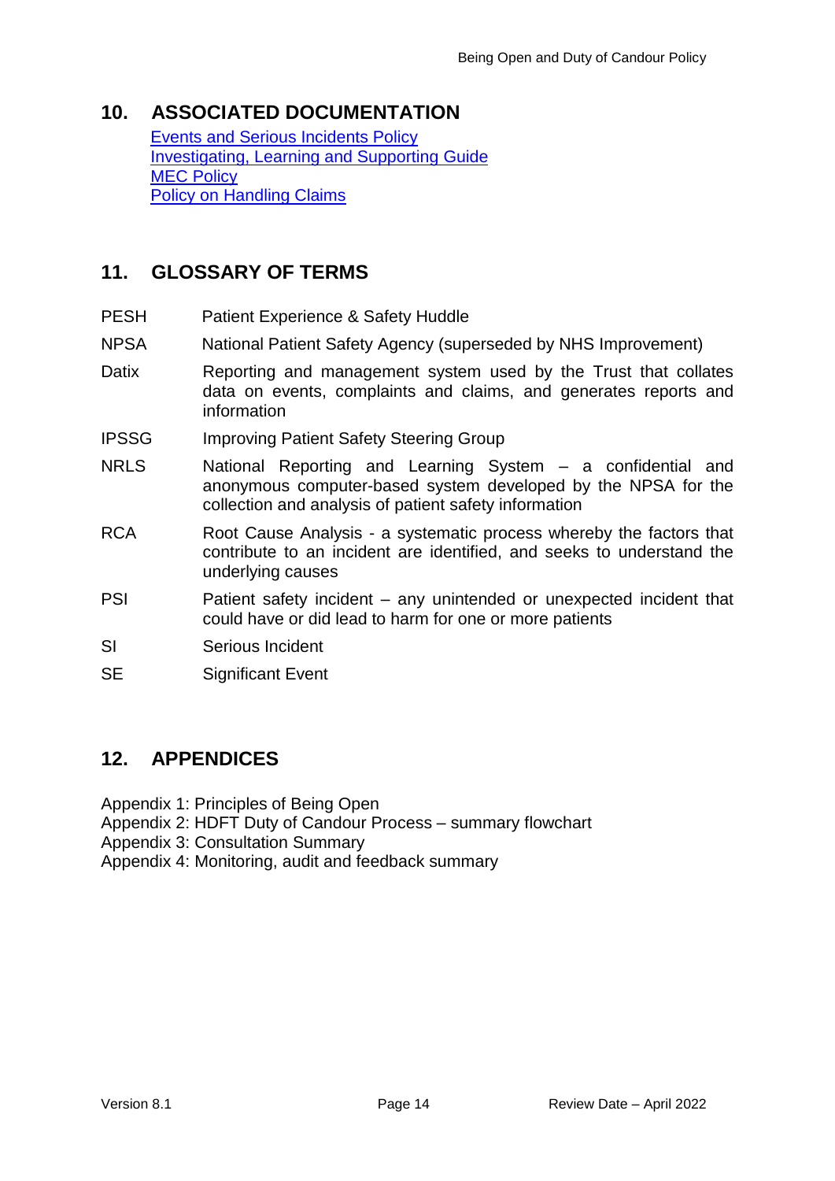## 10. ASSOCIATED DOCUMENTATION

Events and Serious Incidents Policy
Investigating, Learning and Supporting Guide
MEC Policy
Policy on Handling Claims

## 11. GLOSSARY OF TERMS

| | |
|---|---|
| PESH | Patient Experience & Safety Huddle |
| NPSA | National Patient Safety Agency (superseded by NHS Improvement) |
| Datix | Reporting and management system used by the Trust that collates data on events, complaints and claims, and generates reports and information |
| IPSSG | Improving Patient Safety Steering Group |
| NRLS | National Reporting and Learning System – a confidential and anonymous computer-based system developed by the NPSA for the collection and analysis of patient safety information |
| RCA | Root Cause Analysis - a systematic process whereby the factors that contribute to an incident are identified, and seeks to understand the underlying causes |
| PSI | Patient safety incident – any unintended or unexpected incident that could have or did lead to harm for one or more patients |
| SI | Serious Incident |
| SE | Significant Event |

## 12. APPENDICES

Appendix 1: Principles of Being Open
Appendix 2: HDFT Duty of Candour Process – summary flowchart
Appendix 3: Consultation Summary
Appendix 4: Monitoring, audit and feedback summary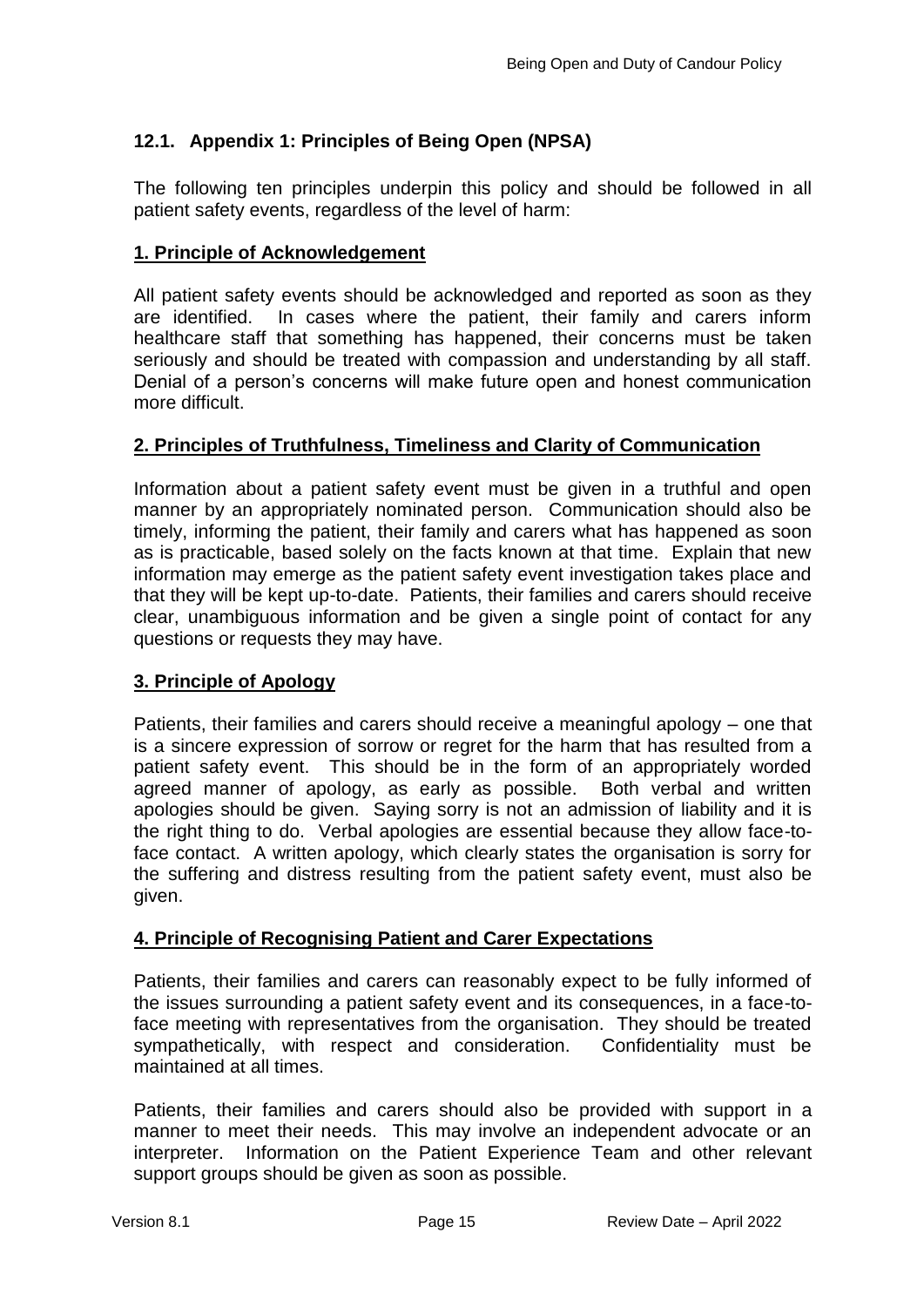## 12.1. Appendix 1: Principles of Being Open (NPSA)

The following ten principles underpin this policy and should be followed in all patient safety events, regardless of the level of harm:

### 1. Principle of Acknowledgement

All patient safety events should be acknowledged and reported as soon as they are identified. In cases where the patient, their family and carers inform healthcare staff that something has happened, their concerns must be taken seriously and should be treated with compassion and understanding by all staff. Denial of a person's concerns will make future open and honest communication more difficult.

### 2. Principles of Truthfulness, Timeliness and Clarity of Communication

Information about a patient safety event must be given in a truthful and open manner by an appropriately nominated person. Communication should also be timely, informing the patient, their family and carers what has happened as soon as is practicable, based solely on the facts known at that time. Explain that new information may emerge as the patient safety event investigation takes place and that they will be kept up-to-date. Patients, their families and carers should receive clear, unambiguous information and be given a single point of contact for any questions or requests they may have.

### 3. Principle of Apology

Patients, their families and carers should receive a meaningful apology – one that is a sincere expression of sorrow or regret for the harm that has resulted from a patient safety event. This should be in the form of an appropriately worded agreed manner of apology, as early as possible. Both verbal and written apologies should be given. Saying sorry is not an admission of liability and it is the right thing to do. Verbal apologies are essential because they allow face-to-face contact. A written apology, which clearly states the organisation is sorry for the suffering and distress resulting from the patient safety event, must also be given.

### 4. Principle of Recognising Patient and Carer Expectations

Patients, their families and carers can reasonably expect to be fully informed of the issues surrounding a patient safety event and its consequences, in a face-to-face meeting with representatives from the organisation. They should be treated sympathetically, with respect and consideration. Confidentiality must be maintained at all times.

Patients, their families and carers should also be provided with support in a manner to meet their needs. This may involve an independent advocate or an interpreter. Information on the Patient Experience Team and other relevant support groups should be given as soon as possible.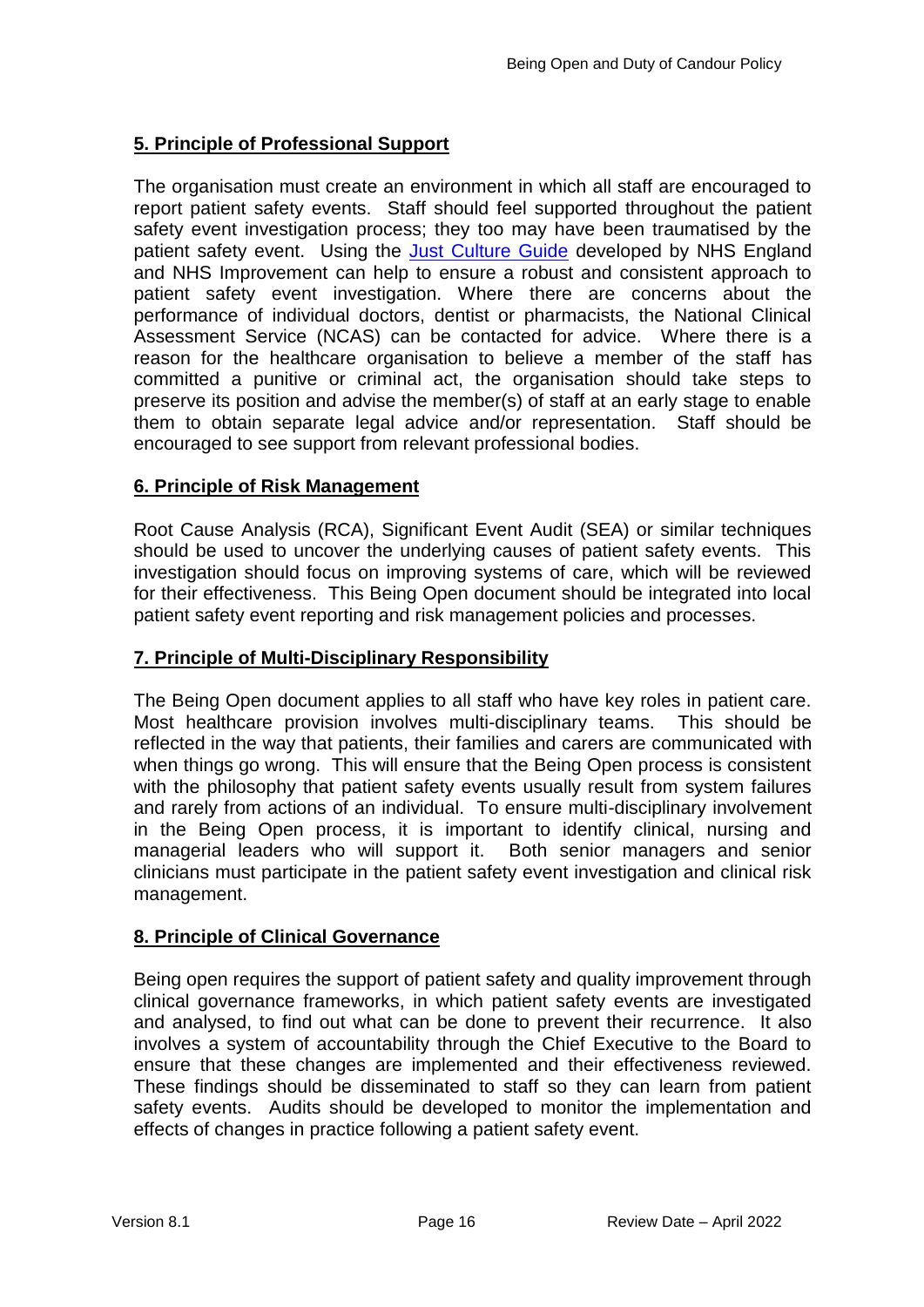## 5. Principle of Professional Support

The organisation must create an environment in which all staff are encouraged to report patient safety events. Staff should feel supported throughout the patient safety event investigation process; they too may have been traumatised by the patient safety event. Using the Just Culture Guide developed by NHS England and NHS Improvement can help to ensure a robust and consistent approach to patient safety event investigation. Where there are concerns about the performance of individual doctors, dentist or pharmacists, the National Clinical Assessment Service (NCAS) can be contacted for advice. Where there is a reason for the healthcare organisation to believe a member of the staff has committed a punitive or criminal act, the organisation should take steps to preserve its position and advise the member(s) of staff at an early stage to enable them to obtain separate legal advice and/or representation. Staff should be encouraged to see support from relevant professional bodies.

## 6. Principle of Risk Management

Root Cause Analysis (RCA), Significant Event Audit (SEA) or similar techniques should be used to uncover the underlying causes of patient safety events. This investigation should focus on improving systems of care, which will be reviewed for their effectiveness. This Being Open document should be integrated into local patient safety event reporting and risk management policies and processes.

## 7. Principle of Multi-Disciplinary Responsibility

The Being Open document applies to all staff who have key roles in patient care. Most healthcare provision involves multi-disciplinary teams. This should be reflected in the way that patients, their families and carers are communicated with when things go wrong. This will ensure that the Being Open process is consistent with the philosophy that patient safety events usually result from system failures and rarely from actions of an individual. To ensure multi-disciplinary involvement in the Being Open process, it is important to identify clinical, nursing and managerial leaders who will support it. Both senior managers and senior clinicians must participate in the patient safety event investigation and clinical risk management.

## 8. Principle of Clinical Governance

Being open requires the support of patient safety and quality improvement through clinical governance frameworks, in which patient safety events are investigated and analysed, to find out what can be done to prevent their recurrence. It also involves a system of accountability through the Chief Executive to the Board to ensure that these changes are implemented and their effectiveness reviewed. These findings should be disseminated to staff so they can learn from patient safety events. Audits should be developed to monitor the implementation and effects of changes in practice following a patient safety event.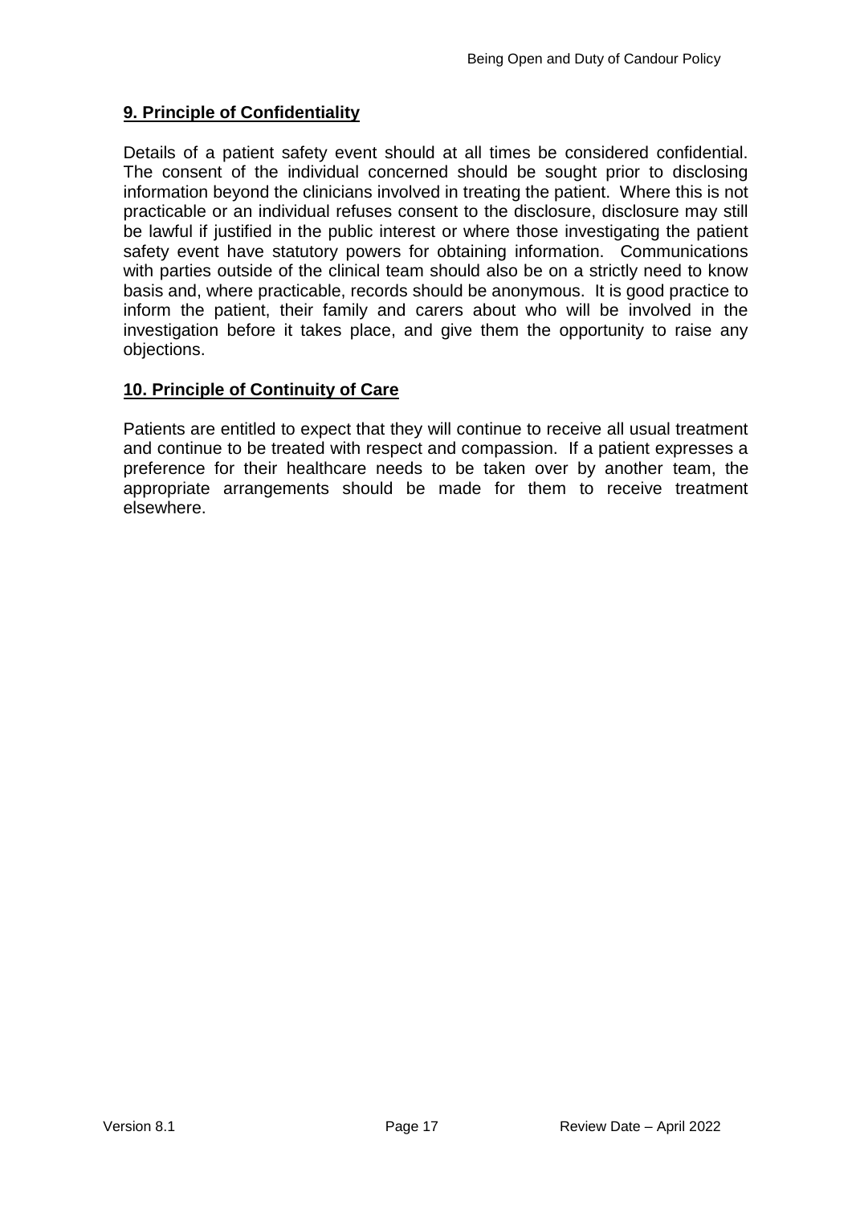## 9. Principle of Confidentiality

Details of a patient safety event should at all times be considered confidential. The consent of the individual concerned should be sought prior to disclosing information beyond the clinicians involved in treating the patient. Where this is not practicable or an individual refuses consent to the disclosure, disclosure may still be lawful if justified in the public interest or where those investigating the patient safety event have statutory powers for obtaining information. Communications with parties outside of the clinical team should also be on a strictly need to know basis and, where practicable, records should be anonymous. It is good practice to inform the patient, their family and carers about who will be involved in the investigation before it takes place, and give them the opportunity to raise any objections.

## 10. Principle of Continuity of Care

Patients are entitled to expect that they will continue to receive all usual treatment and continue to be treated with respect and compassion. If a patient expresses a preference for their healthcare needs to be taken over by another team, the appropriate arrangements should be made for them to receive treatment elsewhere.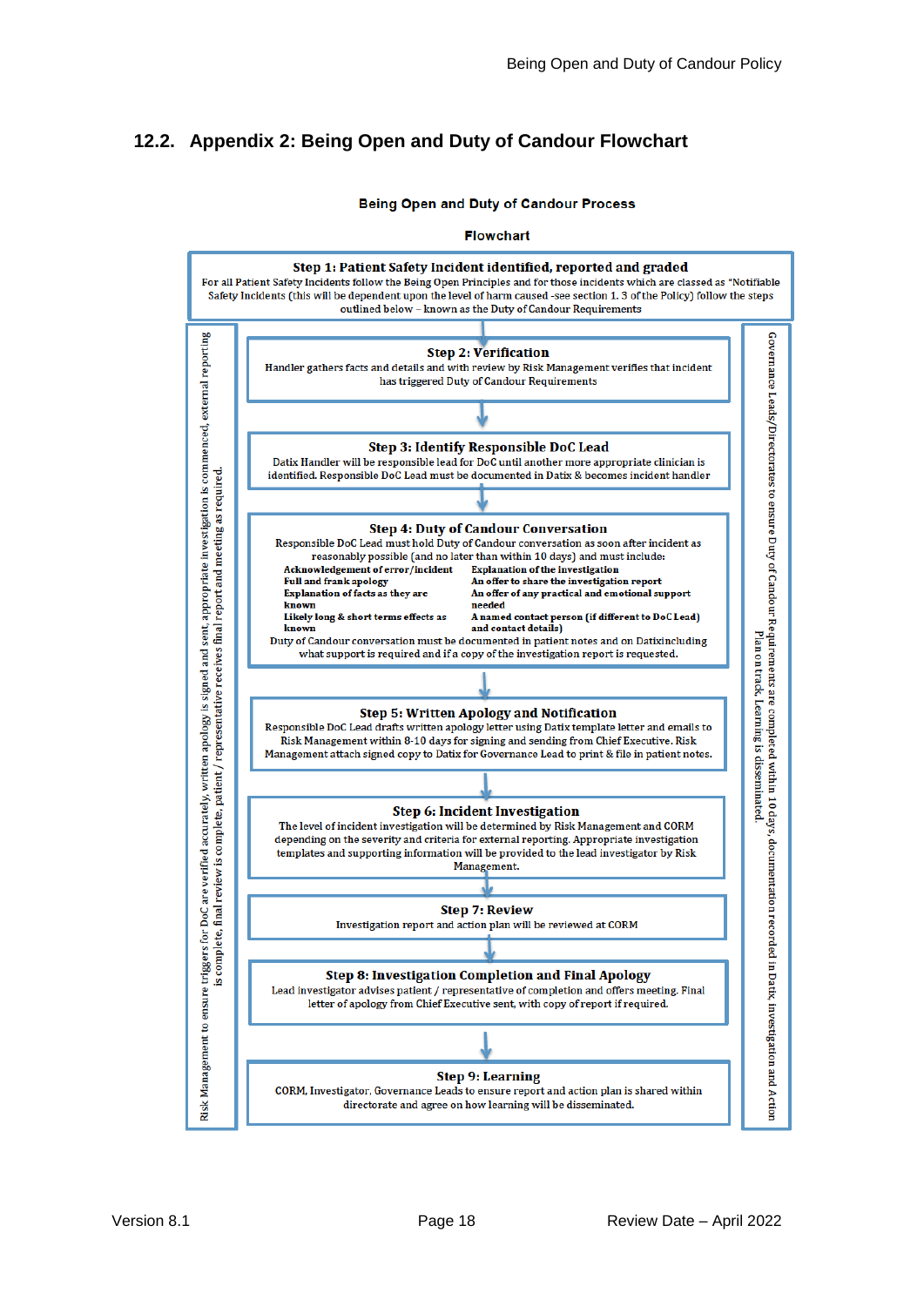## 12.2. Appendix 2: Being Open and Duty of Candour Flowchart

**Being Open and Duty of Candour Process**

**Flowchart**

**Step 1: Patient Safety Incident identified, reported and graded**
For all Patient Safety Incidents follow the Being Open Principles and for those incidents which are classed as "Notifiable Safety Incidents (this will be dependent upon the level of harm caused -see section 1. 3 of the Policy) follow the steps outlined below – known as the Duty of Candour Requirements

**Step 2: Verification**
Handler gathers facts and details and with review by Risk Management verifies that incident has triggered Duty of Candour Requirements

**Step 3: Identify Responsible DoC Lead**
Datix Handler will be responsible lead for DoC until another more appropriate clinician is identified. Responsible DoC Lead must be documented in Datix & becomes incident handler

**Step 4: Duty of Candour Conversation**
Responsible DoC Lead must hold Duty of Candour conversation as soon after incident as reasonably possible (and no later than within 10 days) and must include:

- **Acknowledgement of error/incident**
- **Full and frank apology**
- **Explanation of facts as they are known**
- **Likely long & short terms effects as known**
- **Explanation of the investigation**
- **An offer to share the investigation report**
- **An offer of any practical and emotional support needed**
- **A named contact person (if different to DoC Lead) and contact details)**

Duty of Candour conversation must be documented in patient notes and on Datixincluding what support is required and if a copy of the investigation report is requested.

**Step 5: Written Apology and Notification**
Responsible DoC Lead drafts written apology letter using Datix template letter and emails to Risk Management within 8-10 days for signing and sending from Chief Executive. Risk Management attach signed copy to Datix for Governance Lead to print & file in patient notes.

**Step 6: Incident Investigation**
The level of incident investigation will be determined by Risk Management and CORM depending on the severity and criteria for external reporting. Appropriate investigation templates and supporting information will be provided to the lead investigator by Risk Management.

**Step 7: Review**
Investigation report and action plan will be reviewed at CORM

**Step 8: Investigation Completion and Final Apology**
Lead investigator advises patient / representative of completion and offers meeting. Final letter of apology from Chief Executive sent, with copy of report if required.

**Step 9: Learning**
CORM, Investigator, Governance Leads to ensure report and action plan is shared within directorate and agree on how learning will be disseminated.

*Left side (Steps 2–9):* Risk Management to ensure triggers for DoC are verified accurately, written apology is signed and sent, appropriate investigation is commenced, external reporting is complete, final review is complete, patient / representative receives final report and meeting as required.

*Right side (Steps 2–9):* Governance Leads/Directorates to ensure Duty of Candour Requirements are completed within 10 days, documentation recorded in Datix, investigation and Action Plan on track. Learning is disseminated.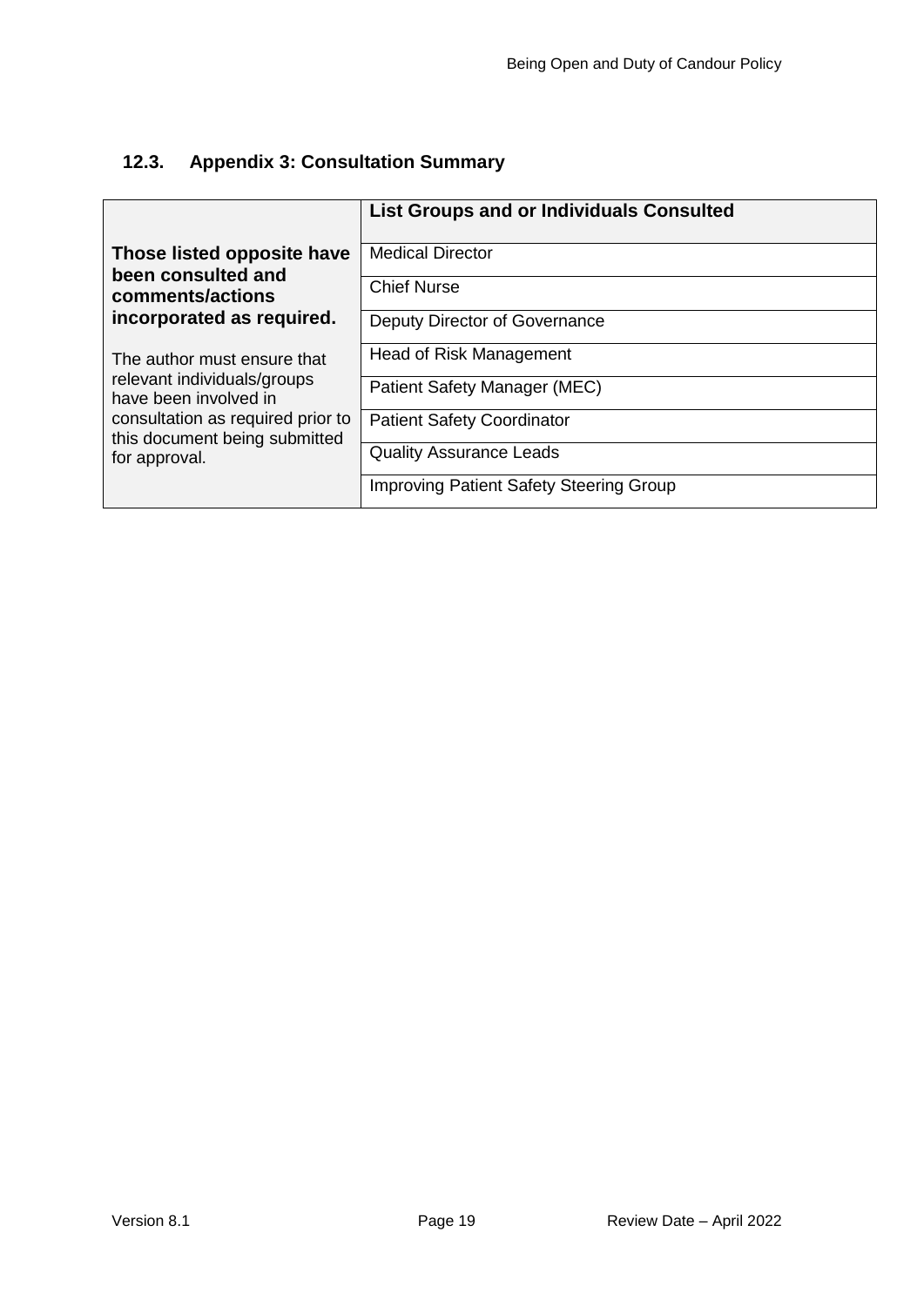### 12.3. Appendix 3: Consultation Summary

| | List Groups and or Individuals Consulted |
|---|---|
| **Those listed opposite have been consulted and comments/actions incorporated as required.**<br><br>The author must ensure that relevant individuals/groups have been involved in consultation as required prior to this document being submitted for approval. | Medical Director |
| | Chief Nurse |
| | Deputy Director of Governance |
| | Head of Risk Management |
| | Patient Safety Manager (MEC) |
| | Patient Safety Coordinator |
| | Quality Assurance Leads |
| | Improving Patient Safety Steering Group |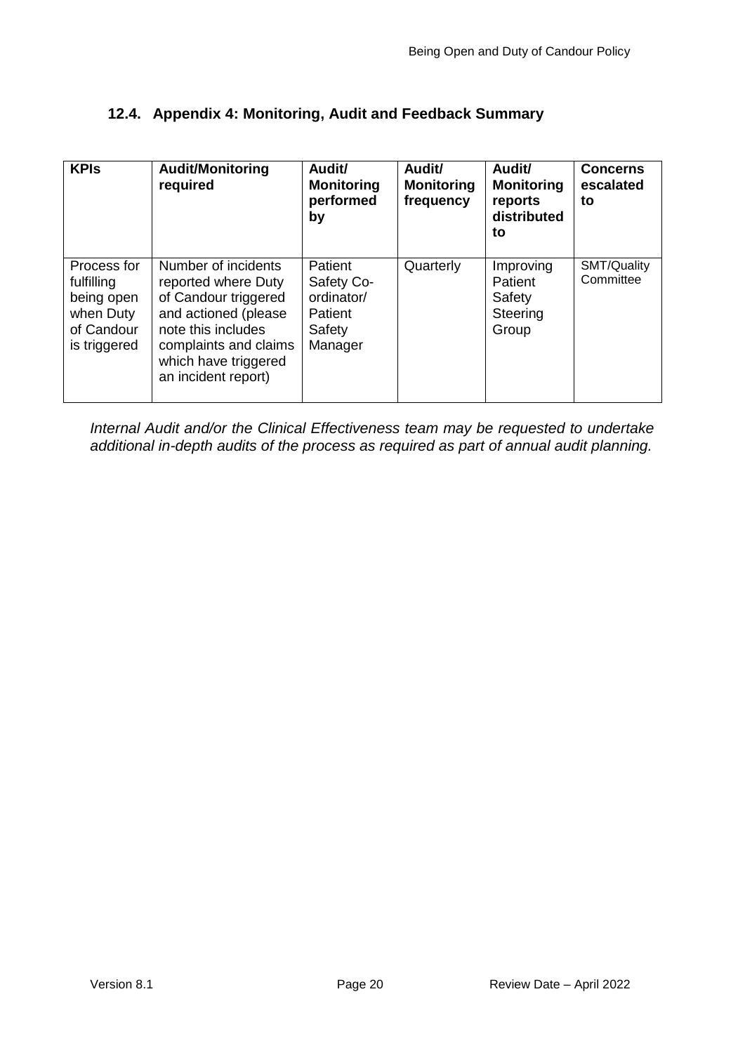### 12.4. Appendix 4: Monitoring, Audit and Feedback Summary

| KPIs | Audit/Monitoring required | Audit/ Monitoring performed by | Audit/ Monitoring frequency | Audit/ Monitoring reports distributed to | Concerns escalated to |
|---|---|---|---|---|---|
| Process for fulfilling being open when Duty of Candour is triggered | Number of incidents reported where Duty of Candour triggered and actioned (please note this includes complaints and claims which have triggered an incident report) | Patient Safety Co-ordinator/ Patient Safety Manager | Quarterly | Improving Patient Safety Steering Group | SMT/Quality Committee |

*Internal Audit and/or the Clinical Effectiveness team may be requested to undertake additional in-depth audits of the process as required as part of annual audit planning.*